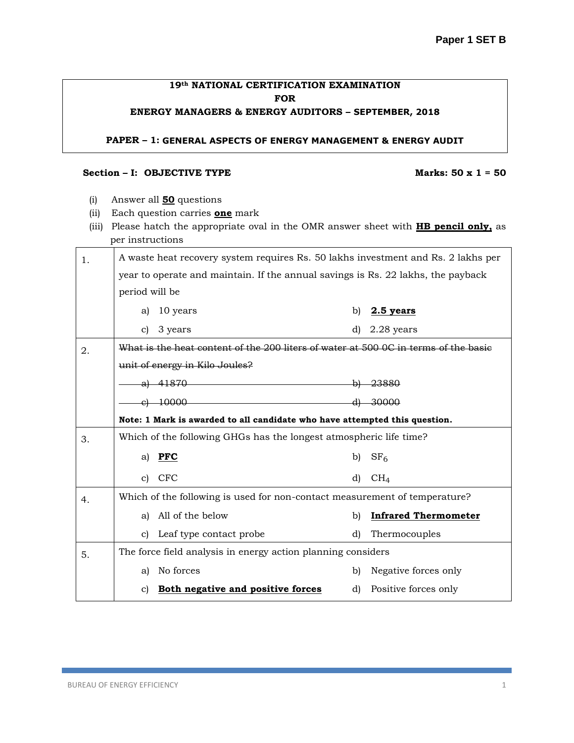**Paper 1 SET B**

**19th NATIONAL CERTIFICATION EXAMINATION**
**FOR**
**ENERGY MANAGERS & ENERGY AUDITORS – SEPTEMBER, 2018**

**PAPER – 1: GENERAL ASPECTS OF ENERGY MANAGEMENT & ENERGY AUDIT**

**Section – I: OBJECTIVE TYPE** **Marks: 50 x 1 = 50**

(i) Answer all **50** questions
(ii) Each question carries **one** mark
(iii) Please hatch the appropriate oval in the OMR answer sheet with **HB pencil only,** as per instructions

| | | |
|---|---|---|
| 1. | A waste heat recovery system requires Rs. 50 lakhs investment and Rs. 2 lakhs per year to operate and maintain. If the annual savings is Rs. 22 lakhs, the payback period will be | |
| | a) 10 years | b) **2.5 years** |
| | c) 3 years | d) 2.28 years |
| 2. | ~~What is the heat content of the 200 liters of water at 500 0C in terms of the basic unit of energy in Kilo Joules?~~ | |
| | ~~a) 41870~~ | ~~b) 23880~~ |
| | ~~c) 10000~~ | ~~d) 30000~~ |
| | **Note: 1 Mark is awarded to all candidate who have attempted this question.** | |
| 3. | Which of the following GHGs has the longest atmospheric life time? | |
| | a) **PFC** | b) $SF_6$ |
| | c) CFC | d) $CH_4$ |
| 4. | Which of the following is used for non-contact measurement of temperature? | |
| | a) All of the below | b) **Infrared Thermometer** |
| | c) Leaf type contact probe | d) Thermocouples |
| 5. | The force field analysis in energy action planning considers | |
| | a) No forces | b) Negative forces only |
| | c) **Both negative and positive forces** | d) Positive forces only |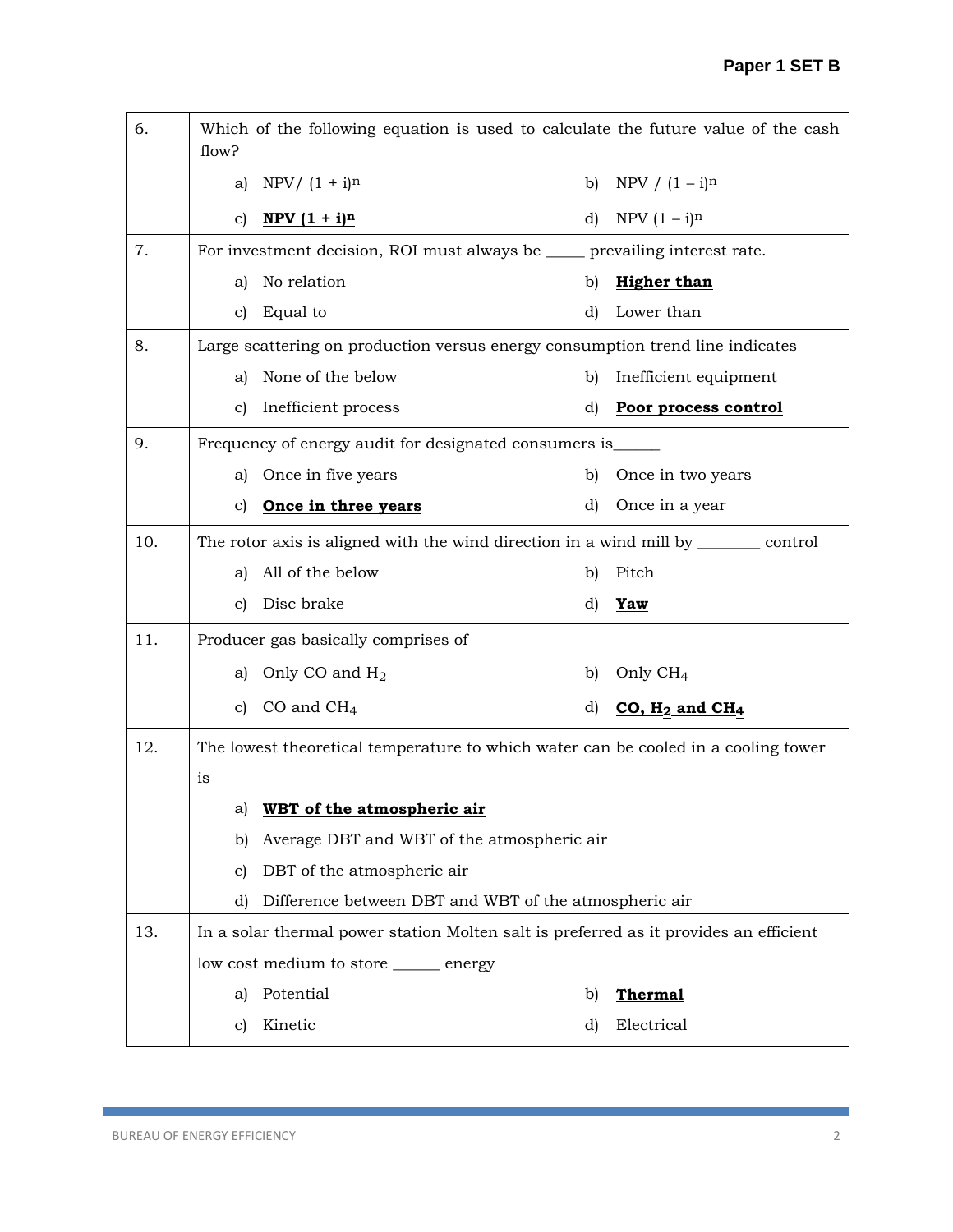| | |
|---|---|
| 6. | Which of the following equation is used to calculate the future value of the cash flow?<br>a) NPV/ $(1 + i)^n$ b) NPV / $(1 – i)^n$<br>c) **NPV $(1 + i)^n$** d) NPV $(1 – i)^n$ |
| 7. | For investment decision, ROI must always be _____ prevailing interest rate.<br>a) No relation b) **Higher than**<br>c) Equal to d) Lower than |
| 8. | Large scattering on production versus energy consumption trend line indicates<br>a) None of the below b) Inefficient equipment<br>c) Inefficient process d) **Poor process control** |
| 9. | Frequency of energy audit for designated consumers is______<br>a) Once in five years b) Once in two years<br>c) **Once in three years** d) Once in a year |
| 10. | The rotor axis is aligned with the wind direction in a wind mill by ________ control<br>a) All of the below b) Pitch<br>c) Disc brake d) **Yaw** |
| 11. | Producer gas basically comprises of<br>a) Only CO and $H_2$ b) Only $CH_4$<br>c) CO and $CH_4$ d) **CO, $H_2$ and $CH_4$** |
| 12. | The lowest theoretical temperature to which water can be cooled in a cooling tower is<br>a) **WBT of the atmospheric air**<br>b) Average DBT and WBT of the atmospheric air<br>c) DBT of the atmospheric air<br>d) Difference between DBT and WBT of the atmospheric air |
| 13. | In a solar thermal power station Molten salt is preferred as it provides an efficient low cost medium to store ______ energy<br>a) Potential b) **Thermal**<br>c) Kinetic d) Electrical |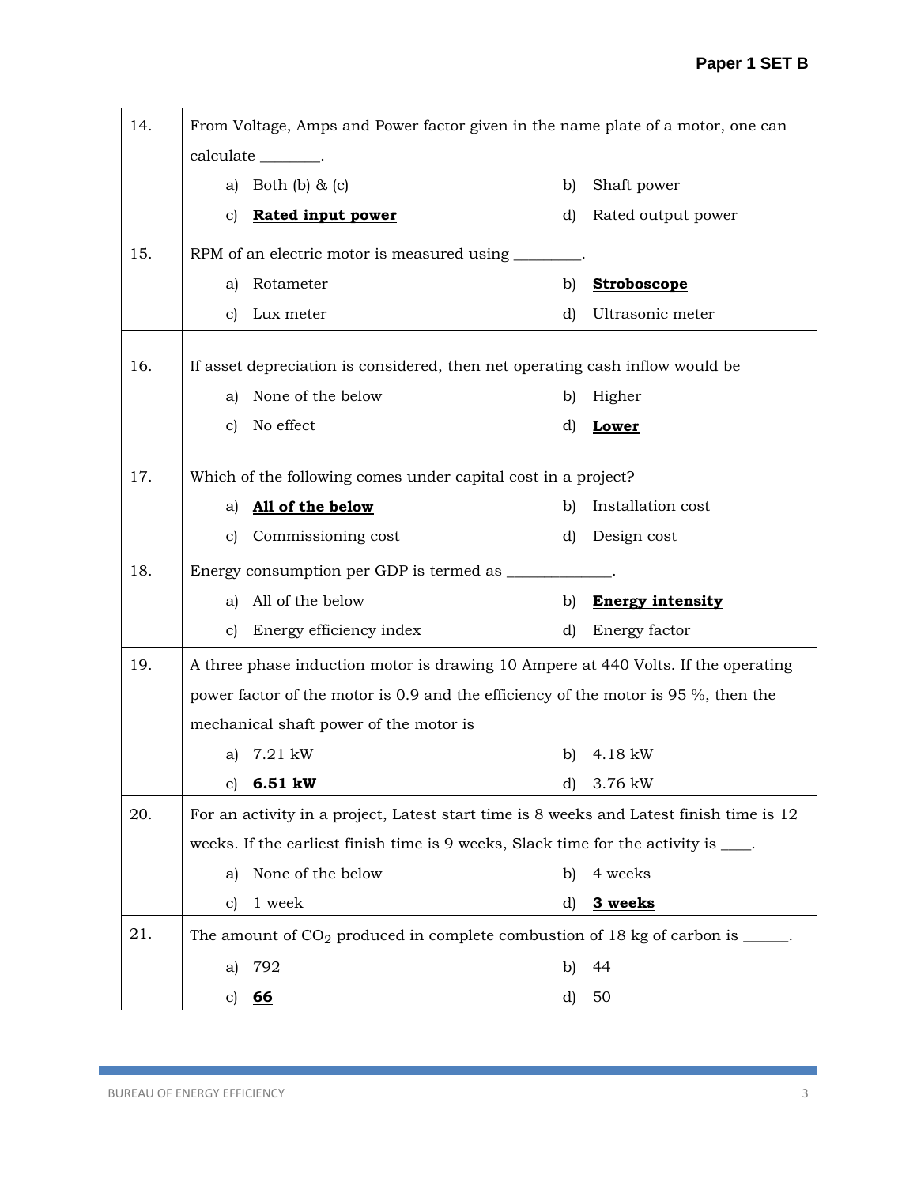| | |
|---|---|
| 14. | From Voltage, Amps and Power factor given in the name plate of a motor, one can calculate ________.<br>a) Both (b) & (c)  b) Shaft power<br>c) **Rated input power**  d) Rated output power |
| 15. | RPM of an electric motor is measured using _________.<br>a) Rotameter  b) **Stroboscope**<br>c) Lux meter  d) Ultrasonic meter |
| 16. | If asset depreciation is considered, then net operating cash inflow would be<br>a) None of the below  b) Higher<br>c) No effect  d) **Lower** |
| 17. | Which of the following comes under capital cost in a project?<br>a) **All of the below**  b) Installation cost<br>c) Commissioning cost  d) Design cost |
| 18. | Energy consumption per GDP is termed as ______________.<br>a) All of the below  b) **Energy intensity**<br>c) Energy efficiency index  d) Energy factor |
| 19. | A three phase induction motor is drawing 10 Ampere at 440 Volts. If the operating power factor of the motor is 0.9 and the efficiency of the motor is 95 %, then the mechanical shaft power of the motor is<br>a) 7.21 kW  b) 4.18 kW<br>c) **6.51 kW**  d) 3.76 kW |
| 20. | For an activity in a project, Latest start time is 8 weeks and Latest finish time is 12 weeks. If the earliest finish time is 9 weeks, Slack time for the activity is ____.<br>a) None of the below  b) 4 weeks<br>c) 1 week  d) **3 weeks** |
| 21. | The amount of $CO_2$ produced in complete combustion of 18 kg of carbon is ______.<br>a) 792  b) 44<br>c) **66**  d) 50 |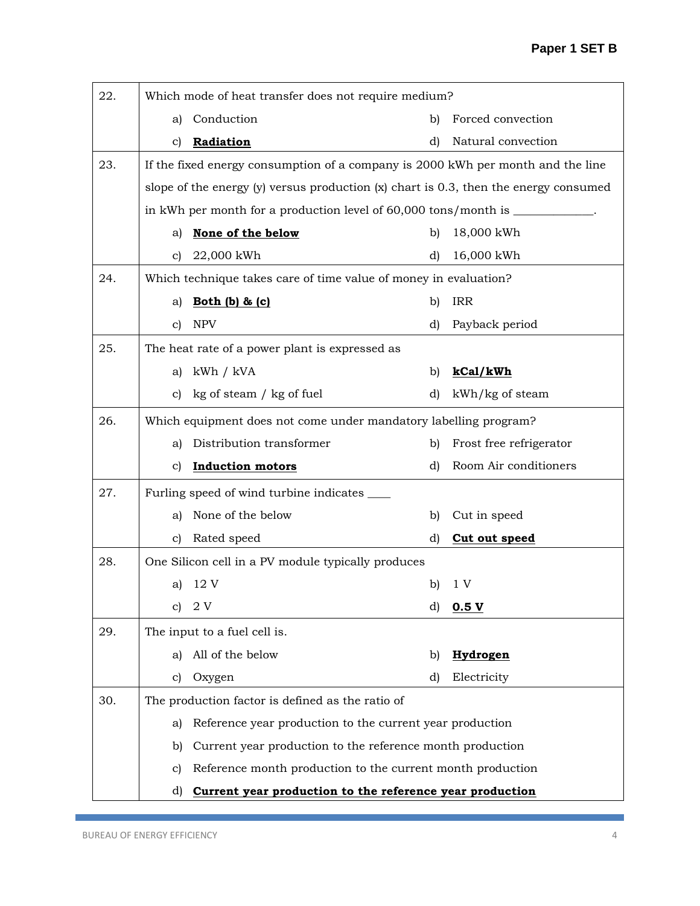| | |
|---|---|
| 22. | Which mode of heat transfer does not require medium?<br>a) Conduction  b) Forced convection<br>c) **<u>Radiation</u>**  d) Natural convection |
| 23. | If the fixed energy consumption of a company is 2000 kWh per month and the line slope of the energy (y) versus production (x) chart is 0.3, then the energy consumed in kWh per month for a production level of 60,000 tons/month is _____________.<br>a) **<u>None of the below</u>**  b) 18,000 kWh<br>c) 22,000 kWh  d) 16,000 kWh |
| 24. | Which technique takes care of time value of money in evaluation?<br>a) **<u>Both (b) & (c)</u>**  b) IRR<br>c) NPV  d) Payback period |
| 25. | The heat rate of a power plant is expressed as<br>a) kWh / kVA  b) **<u>kCal/kWh</u>**<br>c) kg of steam / kg of fuel  d) kWh/kg of steam |
| 26. | Which equipment does not come under mandatory labelling program?<br>a) Distribution transformer  b) Frost free refrigerator<br>c) **<u>Induction motors</u>**  d) Room Air conditioners |
| 27. | Furling speed of wind turbine indicates ____<br>a) None of the below  b) Cut in speed<br>c) Rated speed  d) **<u>Cut out speed</u>** |
| 28. | One Silicon cell in a PV module typically produces<br>a) 12 V  b) 1 V<br>c) 2 V  d) **<u>0.5 V</u>** |
| 29. | The input to a fuel cell is.<br>a) All of the below  b) **<u>Hydrogen</u>**<br>c) Oxygen  d) Electricity |
| 30. | The production factor is defined as the ratio of<br>a) Reference year production to the current year production<br>b) Current year production to the reference month production<br>c) Reference month production to the current month production<br>d) **<u>Current year production to the reference year production</u>** |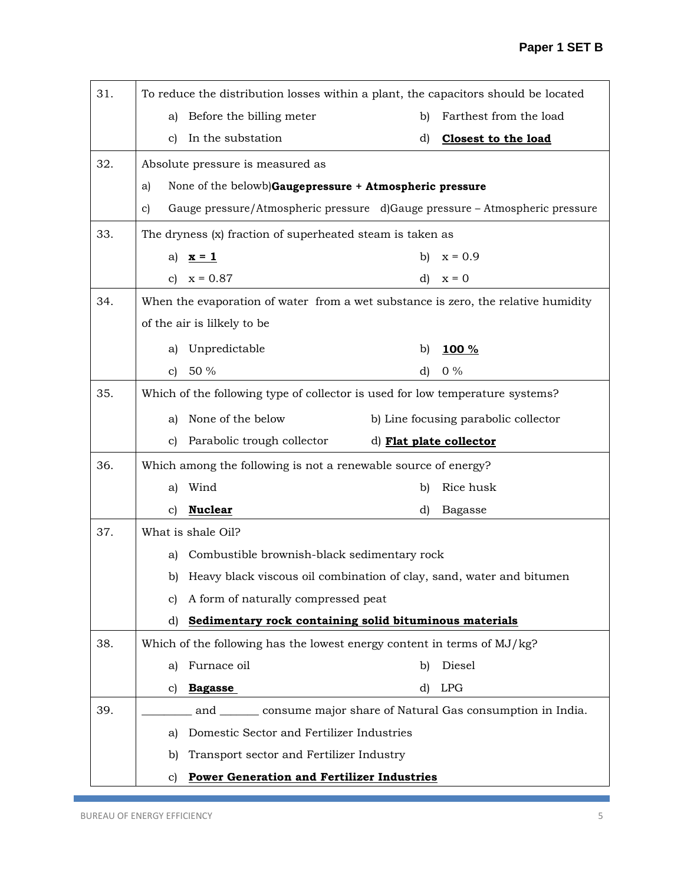| | |
|---|---|
| 31. | To reduce the distribution losses within a plant, the capacitors should be located<br>a) Before the billing meter &nbsp;&nbsp;&nbsp; b) Farthest from the load<br>c) In the substation &nbsp;&nbsp;&nbsp; d) **Closest to the load** |
| 32. | Absolute pressure is measured as<br>a) None of the below &nbsp;&nbsp;&nbsp; b) **Gaugepressure + Atmospheric pressure**<br>c) Gauge pressure/Atmospheric pressure &nbsp;&nbsp;&nbsp; d) Gauge pressure – Atmospheric pressure |
| 33. | The dryness (x) fraction of superheated steam is taken as<br>a) **x = 1** &nbsp;&nbsp;&nbsp; b) x = 0.9<br>c) x = 0.87 &nbsp;&nbsp;&nbsp; d) x = 0 |
| 34. | When the evaporation of water from a wet substance is zero, the relative humidity of the air is lilkely to be<br>a) Unpredictable &nbsp;&nbsp;&nbsp; b) **100 %**<br>c) 50 % &nbsp;&nbsp;&nbsp; d) 0 % |
| 35. | Which of the following type of collector is used for low temperature systems?<br>a) None of the below &nbsp;&nbsp;&nbsp; b) Line focusing parabolic collector<br>c) Parabolic trough collector &nbsp;&nbsp;&nbsp; d) **Flat plate collector** |
| 36. | Which among the following is not a renewable source of energy?<br>a) Wind &nbsp;&nbsp;&nbsp; b) Rice husk<br>c) **Nuclear** &nbsp;&nbsp;&nbsp; d) Bagasse |
| 37. | What is shale Oil?<br>a) Combustible brownish-black sedimentary rock<br>b) Heavy black viscous oil combination of clay, sand, water and bitumen<br>c) A form of naturally compressed peat<br>d) **Sedimentary rock containing solid bituminous materials** |
| 38. | Which of the following has the lowest energy content in terms of MJ/kg?<br>a) Furnace oil &nbsp;&nbsp;&nbsp; b) Diesel<br>c) **Bagasse** &nbsp;&nbsp;&nbsp; d) LPG |
| 39. | ________ and _______ consume major share of Natural Gas consumption in India.<br>a) Domestic Sector and Fertilizer Industries<br>b) Transport sector and Fertilizer Industry<br>c) **Power Generation and Fertilizer Industries** |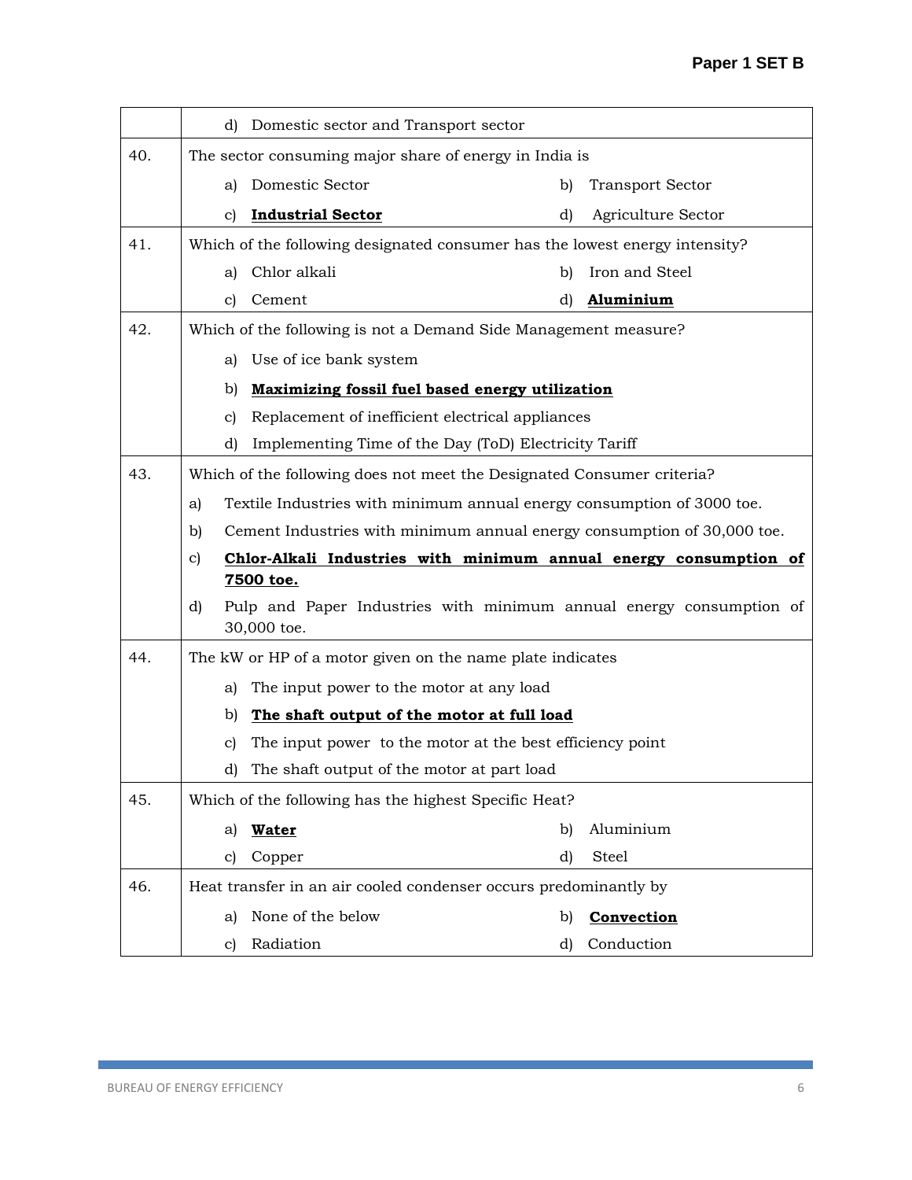| | |
|---|---|
| | d) Domestic sector and Transport sector |
| 40. | The sector consuming major share of energy in India is<br>a) Domestic Sector &nbsp;&nbsp;&nbsp; b) Transport Sector<br>c) **Industrial Sector** &nbsp;&nbsp;&nbsp; d) Agriculture Sector |
| 41. | Which of the following designated consumer has the lowest energy intensity?<br>a) Chlor alkali &nbsp;&nbsp;&nbsp; b) Iron and Steel<br>c) Cement &nbsp;&nbsp;&nbsp; d) **Aluminium** |
| 42. | Which of the following is not a Demand Side Management measure?<br>a) Use of ice bank system<br>b) **Maximizing fossil fuel based energy utilization**<br>c) Replacement of inefficient electrical appliances<br>d) Implementing Time of the Day (ToD) Electricity Tariff |
| 43. | Which of the following does not meet the Designated Consumer criteria?<br>a) Textile Industries with minimum annual energy consumption of 3000 toe.<br>b) Cement Industries with minimum annual energy consumption of 30,000 toe.<br>c) **Chlor-Alkali Industries with minimum annual energy consumption of 7500 toe.**<br>d) Pulp and Paper Industries with minimum annual energy consumption of 30,000 toe. |
| 44. | The kW or HP of a motor given on the name plate indicates<br>a) The input power to the motor at any load<br>b) **The shaft output of the motor at full load**<br>c) The input power to the motor at the best efficiency point<br>d) The shaft output of the motor at part load |
| 45. | Which of the following has the highest Specific Heat?<br>a) **Water** &nbsp;&nbsp;&nbsp; b) Aluminium<br>c) Copper &nbsp;&nbsp;&nbsp; d) Steel |
| 46. | Heat transfer in an air cooled condenser occurs predominantly by<br>a) None of the below &nbsp;&nbsp;&nbsp; b) **Convection**<br>c) Radiation &nbsp;&nbsp;&nbsp; d) Conduction |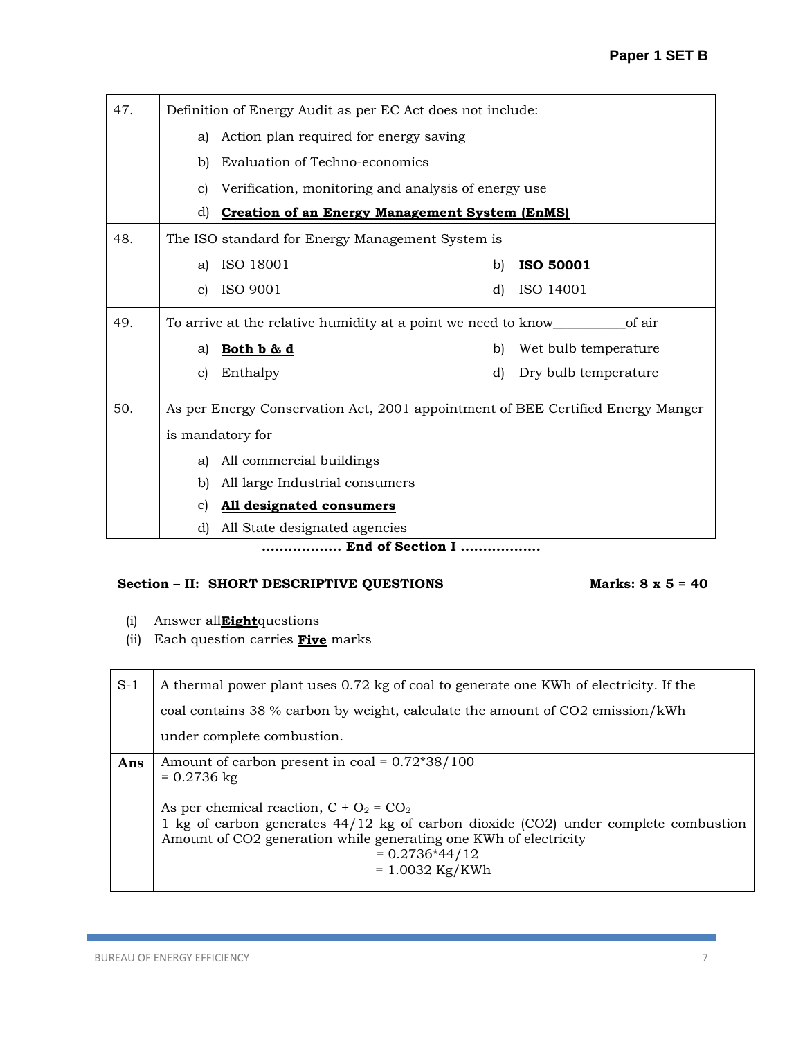| 47. | Definition of Energy Audit as per EC Act does not include: |
|---|---|
| | a) Action plan required for energy saving |
| | b) Evaluation of Techno-economics |
| | c) Verification, monitoring and analysis of energy use |
| | d) **Creation of an Energy Management System (EnMS)** |
| 48. | The ISO standard for Energy Management System is |
| | a) ISO 18001 &nbsp;&nbsp;&nbsp; b) **ISO 50001** |
| | c) ISO 9001 &nbsp;&nbsp;&nbsp; d) ISO 14001 |
| 49. | To arrive at the relative humidity at a point we need to know__________of air |
| | a) **Both b & d** &nbsp;&nbsp;&nbsp; b) Wet bulb temperature |
| | c) Enthalpy &nbsp;&nbsp;&nbsp; d) Dry bulb temperature |
| 50. | As per Energy Conservation Act, 2001 appointment of BEE Certified Energy Manger is mandatory for |
| | a) All commercial buildings |
| | b) All large Industrial consumers |
| | c) **All designated consumers** |
| | d) All State designated agencies |

**……………… End of Section I ………………**

**Section – II: SHORT DESCRIPTIVE QUESTIONS** &nbsp;&nbsp;&nbsp;&nbsp; **Marks: 8 x 5 = 40**

(i) Answer all **Eight** questions
(ii) Each question carries **Five** marks

| S-1 | A thermal power plant uses 0.72 kg of coal to generate one KWh of electricity. If the coal contains 38 % carbon by weight, calculate the amount of CO2 emission/kWh under complete combustion. |
|---|---|
| **Ans** | Amount of carbon present in coal = 0.72*38/100<br>= 0.2736 kg<br><br>As per chemical reaction, $C + O_2 = CO_2$<br>1 kg of carbon generates 44/12 kg of carbon dioxide (CO2) under complete combustion<br>Amount of CO2 generation while generating one KWh of electricity<br>= 0.2736*44/12<br>= 1.0032 Kg/KWh |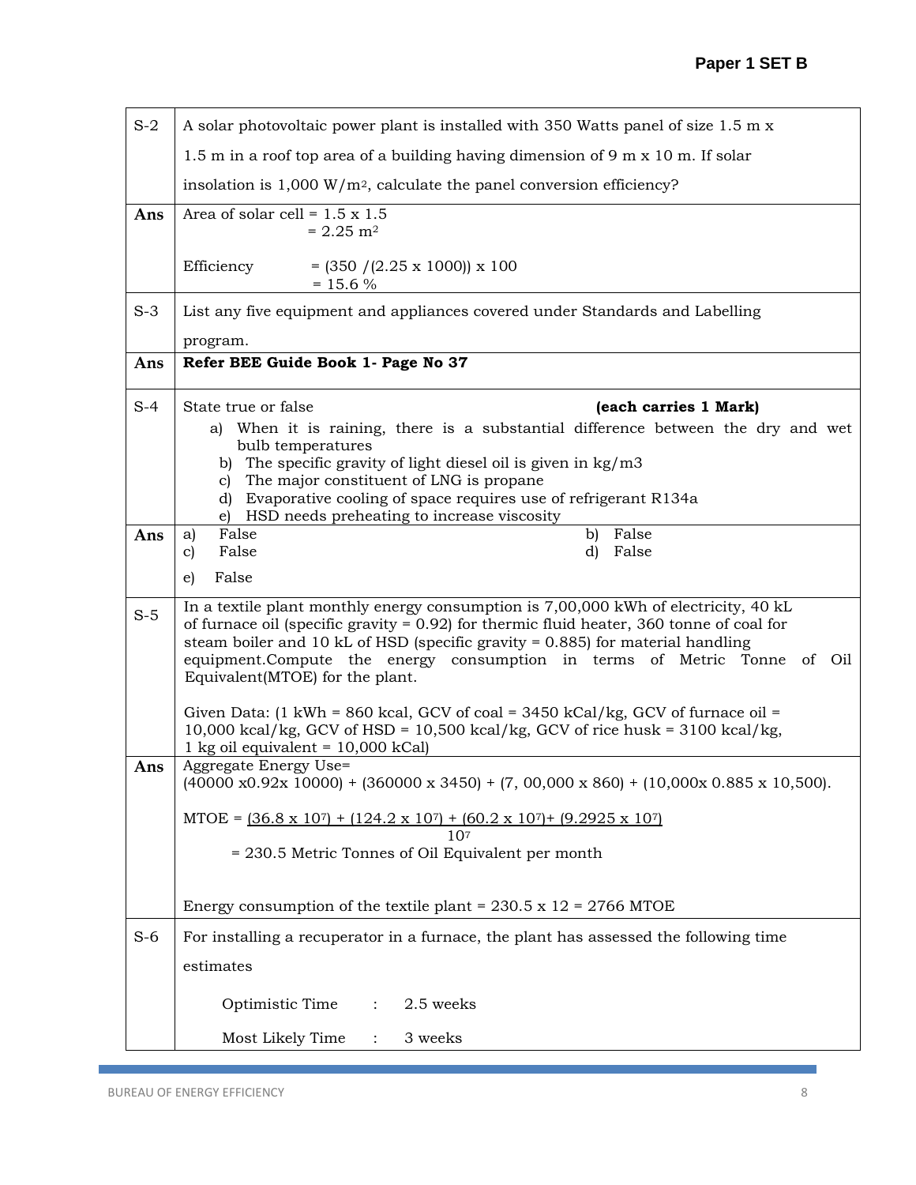| | |
|---|---|
| S-2 | A solar photovoltaic power plant is installed with 350 Watts panel of size 1.5 m x 1.5 m in a roof top area of a building having dimension of 9 m x 10 m. If solar insolation is 1,000 W/m$^2$, calculate the panel conversion efficiency? |
| **Ans** | Area of solar cell = 1.5 x 1.5<br>= 2.25 m$^2$<br><br>Efficiency = (350 /(2.25 x 1000)) x 100<br>= 15.6 % |
| S-3 | List any five equipment and appliances covered under Standards and Labelling program. |
| **Ans** | **Refer BEE Guide Book 1- Page No 37** |
| S-4 | State true or false **(each carries 1 Mark)**<br>a) When it is raining, there is a substantial difference between the dry and wet bulb temperatures<br>b) The specific gravity of light diesel oil is given in kg/m3<br>c) The major constituent of LNG is propane<br>d) Evaporative cooling of space requires use of refrigerant R134a<br>e) HSD needs preheating to increase viscosity |
| **Ans** | a) False b) False<br>c) False d) False<br><br>e) False |
| S-5 | In a textile plant monthly energy consumption is 7,00,000 kWh of electricity, 40 kL of furnace oil (specific gravity = 0.92) for thermic fluid heater, 360 tonne of coal for steam boiler and 10 kL of HSD (specific gravity = 0.885) for material handling equipment.Compute the energy consumption in terms of Metric Tonne of Oil Equivalent(MTOE) for the plant.<br><br>Given Data: (1 kWh = 860 kcal, GCV of coal = 3450 kCal/kg, GCV of furnace oil = 10,000 kcal/kg, GCV of HSD = 10,500 kcal/kg, GCV of rice husk = 3100 kcal/kg, 1 kg oil equivalent = 10,000 kCal) |
| **Ans** | Aggregate Energy Use=<br>(40000 x0.92x 10000) + (360000 x 3450) + (7, 00,000 x 860) + (10,000x 0.885 x 10,500).<br><br>MTOE = $\frac{(36.8 \times 10^7) + (124.2 \times 10^7) + (60.2 \times 10^7) + (9.2925 \times 10^7)}{10^7}$<br>= 230.5 Metric Tonnes of Oil Equivalent per month<br><br>Energy consumption of the textile plant = 230.5 x 12 = 2766 MTOE |
| S-6 | For installing a recuperator in a furnace, the plant has assessed the following time estimates<br><br>Optimistic Time : 2.5 weeks<br><br>Most Likely Time : 3 weeks |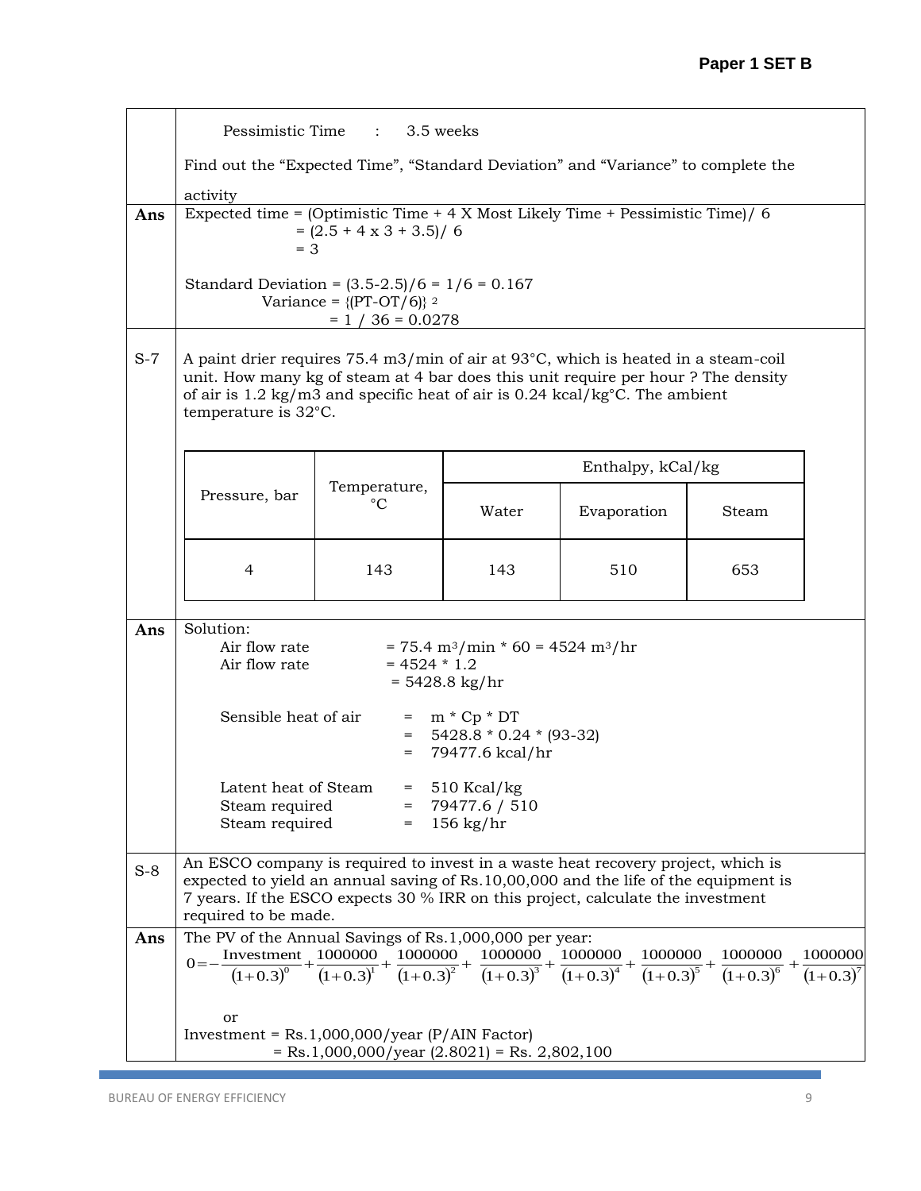| | |
|---|---|
| | Pessimistic Time : 3.5 weeks<br><br>Find out the "Expected Time", "Standard Deviation" and "Variance" to complete the activity |
| **Ans** | Expected time = (Optimistic Time + 4 X Most Likely Time + Pessimistic Time)/ 6<br>= (2.5 + 4 x 3 + 3.5)/ 6<br>= 3<br><br>Standard Deviation = (3.5-2.5)/6 = 1/6 = 0.167<br>Variance = $\{(PT-OT/6)\}^2$<br>= 1 / 36 = 0.0278 |
| S-7 | A paint drier requires 75.4 m3/min of air at 93°C, which is heated in a steam-coil unit. How many kg of steam at 4 bar does this unit require per hour ? The density of air is 1.2 kg/m3 and specific heat of air is 0.24 kcal/kg°C. The ambient temperature is 32°C. |

| Pressure, bar | Temperature, °C | Enthalpy, kCal/kg | | |
|---|---|---|---|---|
| | | Water | Evaporation | Steam |
| 4 | 143 | 143 | 510 | 653 |

**Ans**

Solution:

Air flow rate = 75.4 m$^3$/min * 60 = 4524 m$^3$/hr
Air flow rate = 4524 * 1.2
= 5428.8 kg/hr

Sensible heat of air = m * Cp * DT
= 5428.8 * 0.24 * (93-32)
= 79477.6 kcal/hr

Latent heat of Steam = 510 Kcal/kg
Steam required = 79477.6 / 510
Steam required = 156 kg/hr

| | |
|---|---|
| S-8 | An ESCO company is required to invest in a waste heat recovery project, which is expected to yield an annual saving of Rs.10,00,000 and the life of the equipment is 7 years. If the ESCO expects 30 % IRR on this project, calculate the investment required to be made. |

**Ans**

The PV of the Annual Savings of Rs.1,000,000 per year:

$$0 = -\frac{\text{Investment}}{(1+0.3)^0} + \frac{1000000}{(1+0.3)^1} + \frac{1000000}{(1+0.3)^2} + \frac{1000000}{(1+0.3)^3} + \frac{1000000}{(1+0.3)^4} + \frac{1000000}{(1+0.3)^5} + \frac{1000000}{(1+0.3)^6} + \frac{1000000}{(1+0.3)^7}$$

or

Investment = Rs.1,000,000/year (P/AIN Factor)
= Rs.1,000,000/year (2.8021) = Rs. 2,802,100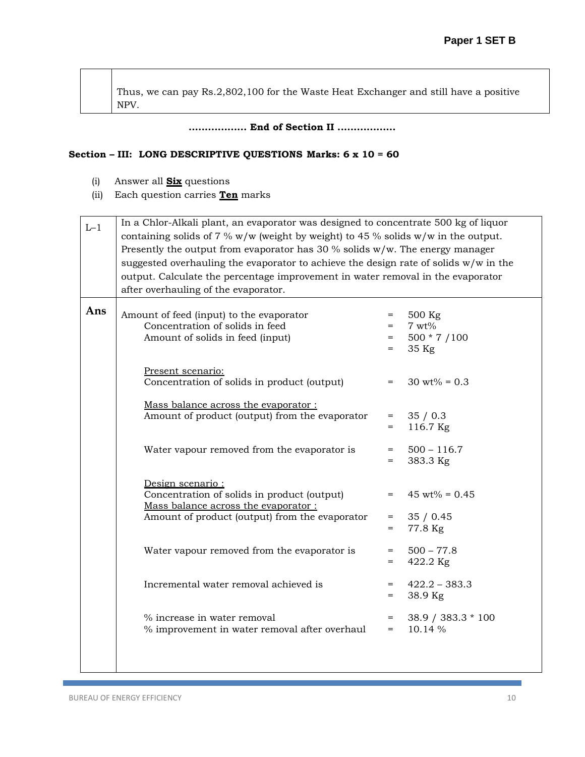| | Thus, we can pay Rs.2,802,100 for the Waste Heat Exchanger and still have a positive NPV. |
|---|---|

**……………… End of Section II ………………**

**Section – III: LONG DESCRIPTIVE QUESTIONS Marks: 6 x 10 = 60**

(i) Answer all **Six** questions
(ii) Each question carries **Ten** marks

| L–1 | In a Chlor-Alkali plant, an evaporator was designed to concentrate 500 kg of liquor containing solids of 7 % w/w (weight by weight) to 45 % solids w/w in the output. Presently the output from evaporator has 30 % solids w/w. The energy manager suggested overhauling the evaporator to achieve the design rate of solids w/w in the output. Calculate the percentage improvement in water removal in the evaporator after overhauling of the evaporator. |
|---|---|
| **Ans** | Amount of feed (input) to the evaporator = 500 Kg<br>Concentration of solids in feed = 7 wt%<br>Amount of solids in feed (input) = 500 * 7 /100 = 35 Kg<br><br><u>Present scenario:</u><br>Concentration of solids in product (output) = 30 wt% = 0.3<br><br><u>Mass balance across the evaporator :</u><br>Amount of product (output) from the evaporator = 35 / 0.3 = 116.7 Kg<br><br>Water vapour removed from the evaporator is = 500 – 116.7 = 383.3 Kg<br><br><u>Design scenario :</u><br>Concentration of solids in product (output) = 45 wt% = 0.45<br><u>Mass balance across the evaporator :</u><br>Amount of product (output) from the evaporator = 35 / 0.45 = 77.8 Kg<br><br>Water vapour removed from the evaporator is = 500 – 77.8 = 422.2 Kg<br><br>Incremental water removal achieved is = 422.2 – 383.3 = 38.9 Kg<br><br>% increase in water removal = 38.9 / 383.3 * 100<br>% improvement in water removal after overhaul = 10.14 % |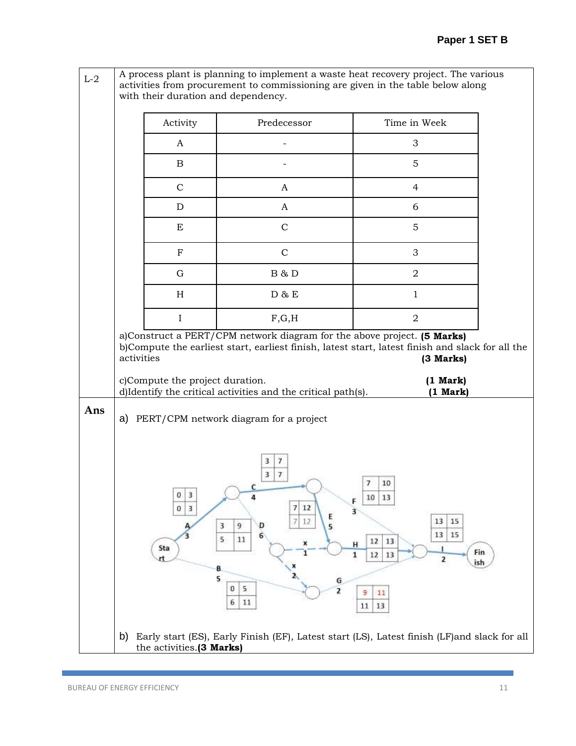| L-2 | A process plant is planning to implement a waste heat recovery project. The various activities from procurement to commissioning are given in the table below along with their duration and dependency. |
|---|---|

| Activity | Predecessor | Time in Week |
|---|---|---|
| A | - | 3 |
| B | - | 5 |
| C | A | 4 |
| D | A | 6 |
| E | C | 5 |
| F | C | 3 |
| G | B & D | 2 |
| H | D & E | 1 |
| I | F,G,H | 2 |

a)Construct a PERT/CPM network diagram for the above project. **(5 Marks)**
b)Compute the earliest start, earliest finish, latest start, latest finish and slack for all the activities **(3 Marks)**

c)Compute the project duration. **(1 Mark)**
d)Identify the critical activities and the critical path(s). **(1 Mark)**

**Ans**

a) PERT/CPM network diagram for a project

Start → A (3) [0 3 / 0 3]; B (5) [0 5 / 6 11]
A → C (4) [3 7 / 3 7]; D (6) [3 9 / 5 11]
C → E (5) [7 12 / 7 12]; F (3) [7 10 / 10 13]
D → x (1) dummy to H; x (2) dummy to G
E, x → H (1) [12 13 / 12 13]
B, x → G (2) [9 11 / 11 13]
F, H, G → I (2) [13 15 / 13 15] → Finish

b) Early start (ES), Early Finish (EF), Latest start (LS), Latest finish (LF)and slack for all the activities.**(3 Marks)**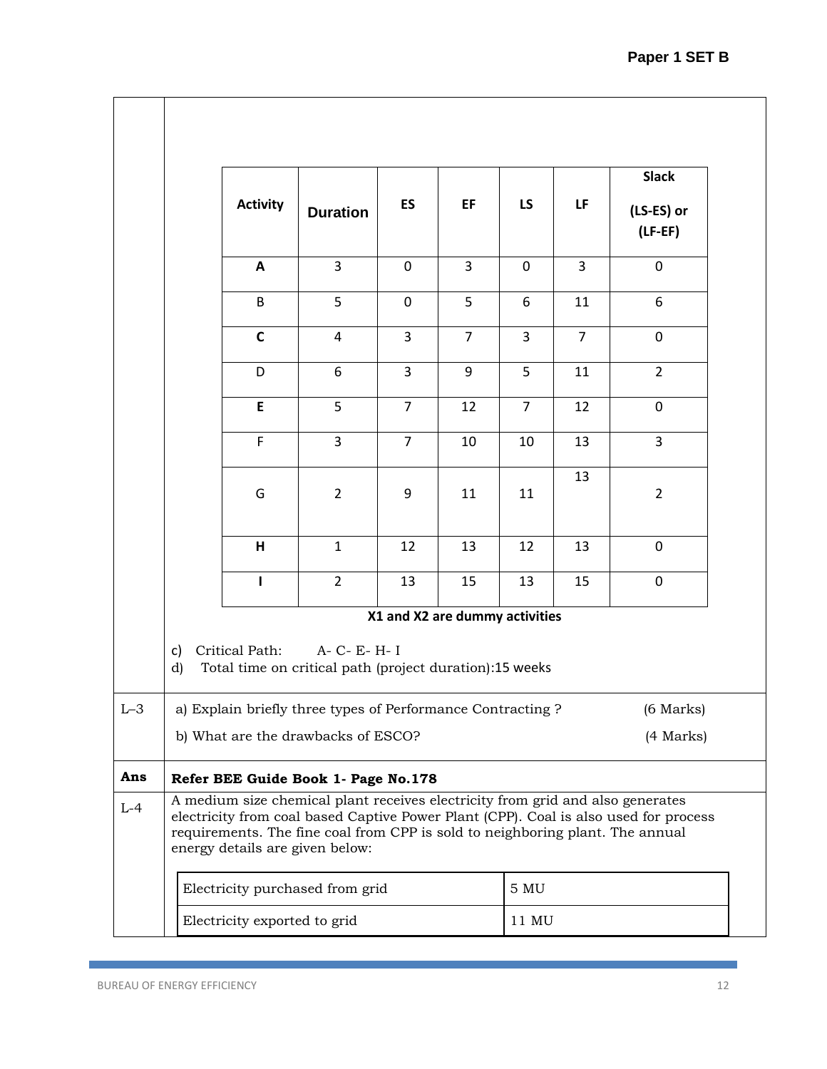| Activity | Duration | ES | EF | LS | LF | Slack (LS-ES) or (LF-EF) |
|---|---|---|---|---|---|---|
| **A** | 3 | 0 | 3 | 0 | 3 | 0 |
| B | 5 | 0 | 5 | 6 | 11 | 6 |
| **C** | 4 | 3 | 7 | 3 | 7 | 0 |
| D | 6 | 3 | 9 | 5 | 11 | 2 |
| **E** | 5 | 7 | 12 | 7 | 12 | 0 |
| F | 3 | 7 | 10 | 10 | 13 | 3 |
| G | 2 | 9 | 11 | 11 | 13 | 2 |
| **H** | 1 | 12 | 13 | 12 | 13 | 0 |
| **I** | 2 | 13 | 15 | 13 | 15 | 0 |

**X1 and X2 are dummy activities**

c) Critical Path: A- C- E- H- I

d) Total time on critical path (project duration):15 weeks

| | |
|---|---|
| L–3 | a) Explain briefly three types of Performance Contracting ? (6 Marks)<br>b) What are the drawbacks of ESCO? (4 Marks) |
| **Ans** | **Refer BEE Guide Book 1- Page No.178** |
| L-4 | A medium size chemical plant receives electricity from grid and also generates electricity from coal based Captive Power Plant (CPP). Coal is also used for process requirements. The fine coal from CPP is sold to neighboring plant. The annual energy details are given below: |

| | |
|---|---|
| Electricity purchased from grid | 5 MU |
| Electricity exported to grid | 11 MU |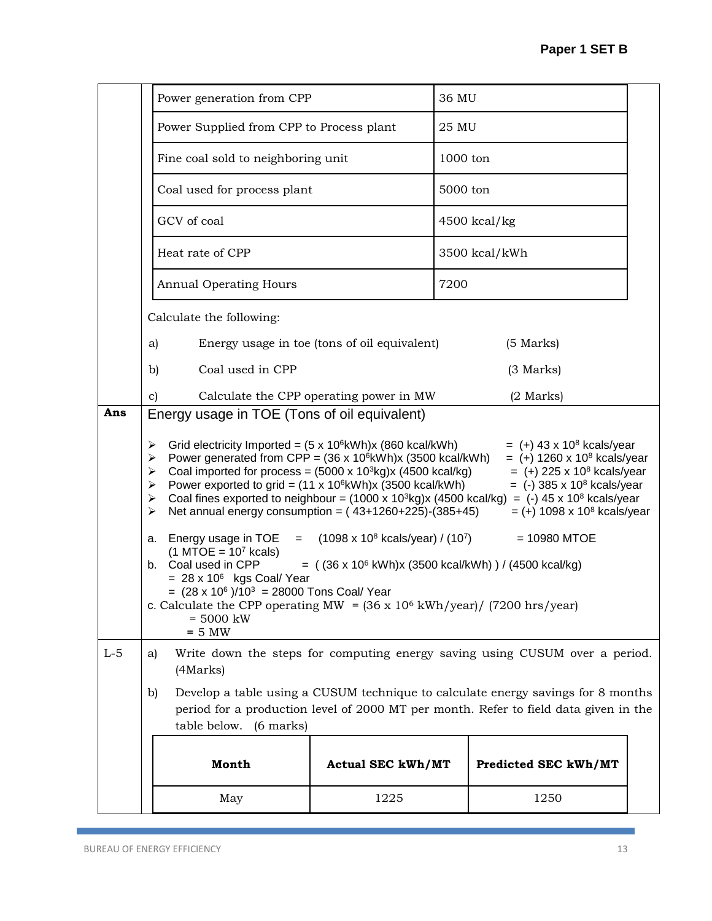| | |
|---|---|
| Power generation from CPP | 36 MU |
| Power Supplied from CPP to Process plant | 25 MU |
| Fine coal sold to neighboring unit | 1000 ton |
| Coal used for process plant | 5000 ton |
| GCV of coal | 4500 kcal/kg |
| Heat rate of CPP | 3500 kcal/kWh |
| Annual Operating Hours | 7200 |

Calculate the following:

a) Energy usage in toe (tons of oil equivalent) (5 Marks)

b) Coal used in CPP (3 Marks)

c) Calculate the CPP operating power in MW (2 Marks)

**Ans**

Energy usage in TOE (Tons of oil equivalent)

- Grid electricity Imported = ($5 \times 10^6$kWh)x (860 kcal/kWh) = (+) $43 \times 10^8$ kcals/year
- Power generated from CPP = ($36 \times 10^6$kWh)x (3500 kcal/kWh) = (+) $1260 \times 10^8$ kcals/year
- Coal imported for process = ($5000 \times 10^3$kg)x (4500 kcal/kg) = (+) $225 \times 10^8$ kcals/year
- Power exported to grid = ($11 \times 10^6$kWh)x (3500 kcal/kWh) = (-) $385 \times 10^8$ kcals/year
- Coal fines exported to neighbour = ($1000 \times 10^3$kg)x (4500 kcal/kg) = (-) $45 \times 10^8$ kcals/year
- Net annual energy consumption = ( 43+1260+225)-(385+45) = (+) $1098 \times 10^8$ kcals/year

a. Energy usage in TOE = ($1098 \times 10^8$ kcals/year) / ($10^7$) = 10980 MTOE
   (1 MTOE = $10^7$ kcals)

b. Coal used in CPP = ( ($36 \times 10^6$ kWh)x (3500 kcal/kWh) ) / (4500 kcal/kg)
   = $28 \times 10^6$ kgs Coal/ Year
   = ($28 \times 10^6$ )/$10^3$ = 28000 Tons Coal/ Year

c. Calculate the CPP operating MW = ($36 \times 10^6$ kWh/year)/ (7200 hrs/year)
   = 5000 kW
   = 5 MW

**L-5**

a) Write down the steps for computing energy saving using CUSUM over a period. (4Marks)

b) Develop a table using a CUSUM technique to calculate energy savings for 8 months period for a production level of 2000 MT per month. Refer to field data given in the table below. (6 marks)

| Month | Actual SEC kWh/MT | Predicted SEC kWh/MT |
|---|---|---|
| May | 1225 | 1250 |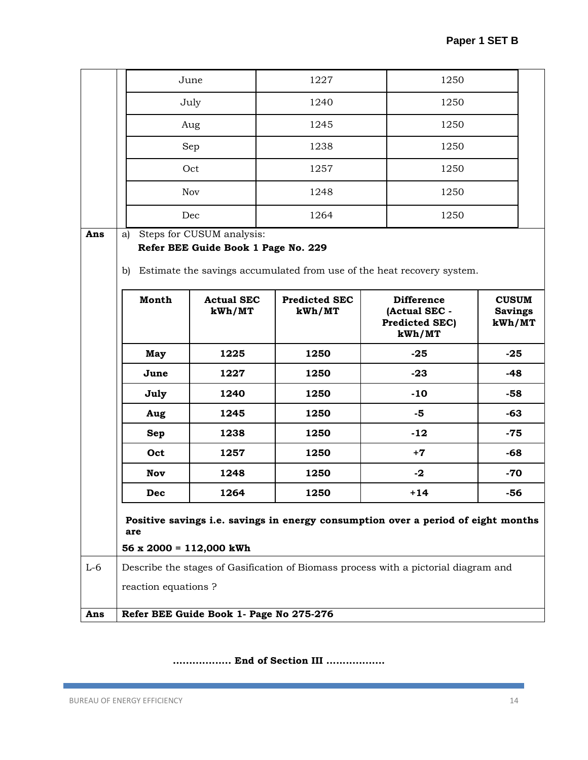| | | |
|---|---|---|
| June | 1227 | 1250 |
| July | 1240 | 1250 |
| Aug | 1245 | 1250 |
| Sep | 1238 | 1250 |
| Oct | 1257 | 1250 |
| Nov | 1248 | 1250 |
| Dec | 1264 | 1250 |

**Ans**

a) Steps for CUSUM analysis:
**Refer BEE Guide Book 1 Page No. 229**

b) Estimate the savings accumulated from use of the heat recovery system.

| Month | Actual SEC kWh/MT | Predicted SEC kWh/MT | Difference (Actual SEC - Predicted SEC) kWh/MT | CUSUM Savings kWh/MT |
|---|---|---|---|---|
| **May** | **1225** | **1250** | **-25** | **-25** |
| **June** | **1227** | **1250** | **-23** | **-48** |
| **July** | **1240** | **1250** | **-10** | **-58** |
| **Aug** | **1245** | **1250** | **-5** | **-63** |
| **Sep** | **1238** | **1250** | **-12** | **-75** |
| **Oct** | **1257** | **1250** | **+7** | **-68** |
| **Nov** | **1248** | **1250** | **-2** | **-70** |
| **Dec** | **1264** | **1250** | **+14** | **-56** |

**Positive savings i.e. savings in energy consumption over a period of eight months are**

**56 x 2000 = 112,000 kWh**

**L-6** Describe the stages of Gasification of Biomass process with a pictorial diagram and reaction equations ?

**Ans** **Refer BEE Guide Book 1- Page No 275-276**

**.................. End of Section III ..................**